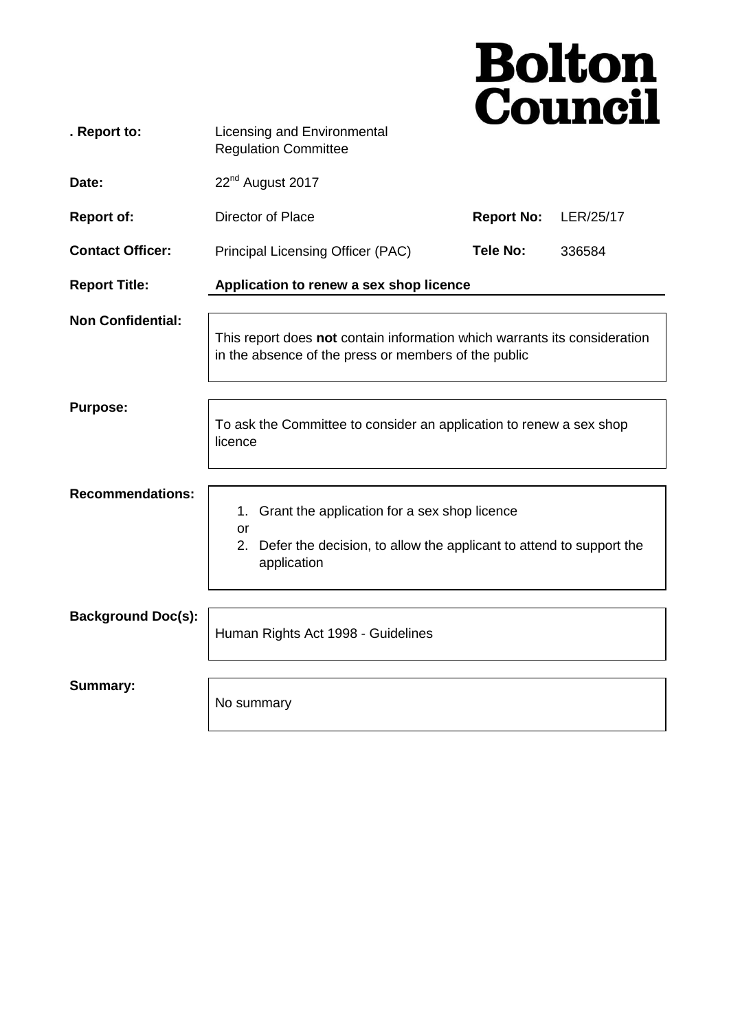# Bolton Council

| | | | |
|---|---|---|---|
| **. Report to:** | Licensing and Environmental Regulation Committee | | |
| **Date:** | 22nd August 2017 | | |
| **Report of:** | Director of Place | **Report No:** | LER/25/17 |
| **Contact Officer:** | Principal Licensing Officer (PAC) | **Tele No:** | 336584 |
| **Report Title:** | **Application to renew a sex shop licence** | | |

**Non Confidential:**

This report does **not** contain information which warrants its consideration in the absence of the press or members of the public

**Purpose:**

To ask the Committee to consider an application to renew a sex shop licence

**Recommendations:**

1. Grant the application for a sex shop licence

or

2. Defer the decision, to allow the applicant to attend to support the application

**Background Doc(s):**

Human Rights Act 1998 - Guidelines

**Summary:**

No summary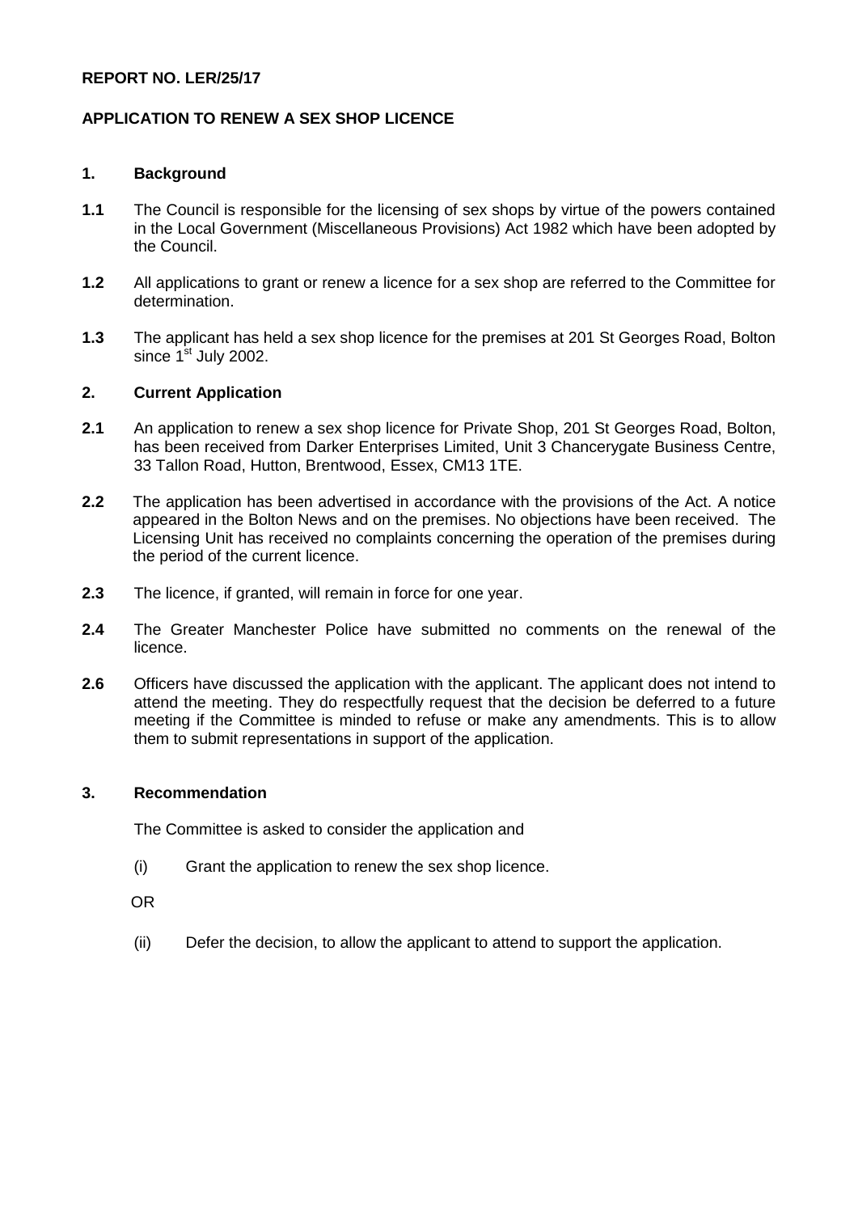**REPORT NO. LER/25/17**

**APPLICATION TO RENEW A SEX SHOP LICENCE**

**1. Background**

**1.1** The Council is responsible for the licensing of sex shops by virtue of the powers contained in the Local Government (Miscellaneous Provisions) Act 1982 which have been adopted by the Council.

**1.2** All applications to grant or renew a licence for a sex shop are referred to the Committee for determination.

**1.3** The applicant has held a sex shop licence for the premises at 201 St Georges Road, Bolton since 1st July 2002.

**2. Current Application**

**2.1** An application to renew a sex shop licence for Private Shop, 201 St Georges Road, Bolton, has been received from Darker Enterprises Limited, Unit 3 Chancerygate Business Centre, 33 Tallon Road, Hutton, Brentwood, Essex, CM13 1TE.

**2.2** The application has been advertised in accordance with the provisions of the Act. A notice appeared in the Bolton News and on the premises. No objections have been received. The Licensing Unit has received no complaints concerning the operation of the premises during the period of the current licence.

**2.3** The licence, if granted, will remain in force for one year.

**2.4** The Greater Manchester Police have submitted no comments on the renewal of the licence.

**2.6** Officers have discussed the application with the applicant. The applicant does not intend to attend the meeting. They do respectfully request that the decision be deferred to a future meeting if the Committee is minded to refuse or make any amendments. This is to allow them to submit representations in support of the application.

**3. Recommendation**

The Committee is asked to consider the application and

(i) Grant the application to renew the sex shop licence.

OR

(ii) Defer the decision, to allow the applicant to attend to support the application.